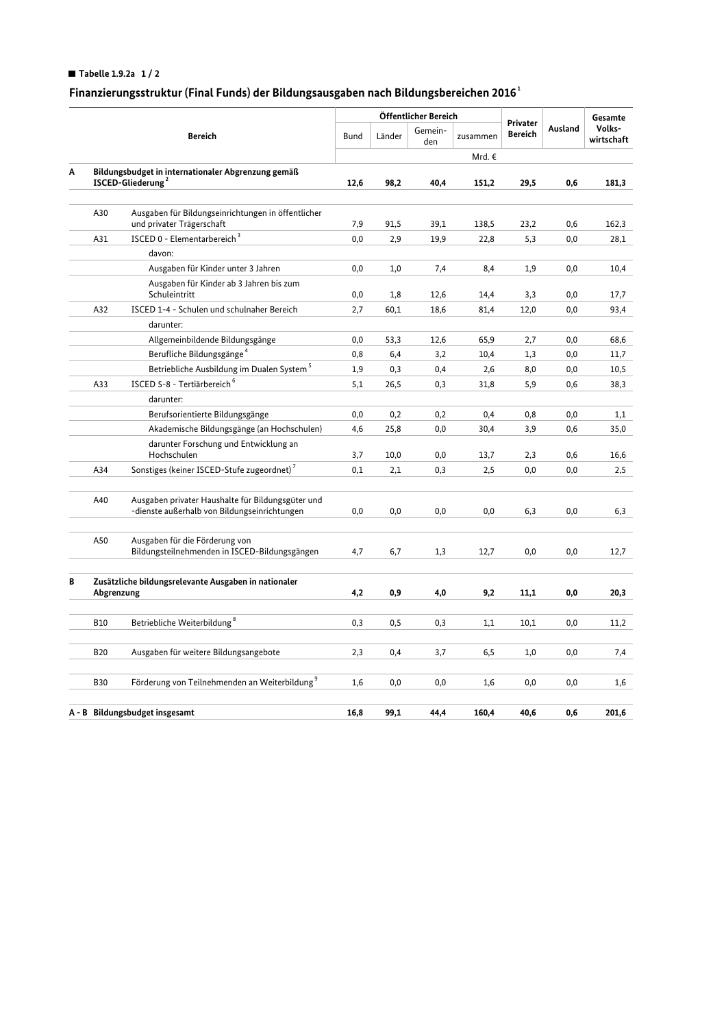**Tabelle 1.9.2a 1 / 2**

## Finanzierungsstruktur (Final Funds) der Bildungsausgaben nach Bildungsbereichen 2016[1]

| | | Bereich | Öffentlicher Bereich | | | | Privater Bereich | Ausland | Gesamte Volks-wirtschaft |
|---|---|---|---|---|---|---|---|---|---|
| | | | Bund | Länder | Gemein-den | zusammen | | | |
| | | | Mrd. € | | | | | | |
| **A** | **Bildungsbudget in internationaler Abgrenzung gemäß ISCED-Gliederung[2]** | | **12,6** | **98,2** | **40,4** | **151,2** | **29,5** | **0,6** | **181,3** |
| | A30 | Ausgaben für Bildungseinrichtungen in öffentlicher und privater Trägerschaft | 7,9 | 91,5 | 39,1 | 138,5 | 23,2 | 0,6 | 162,3 |
| | A31 | ISCED 0 - Elementarbereich[3] | 0,0 | 2,9 | 19,9 | 22,8 | 5,3 | 0,0 | 28,1 |
| | | davon: | | | | | | | |
| | | Ausgaben für Kinder unter 3 Jahren | 0,0 | 1,0 | 7,4 | 8,4 | 1,9 | 0,0 | 10,4 |
| | | Ausgaben für Kinder ab 3 Jahren bis zum Schuleintritt | 0,0 | 1,8 | 12,6 | 14,4 | 3,3 | 0,0 | 17,7 |
| | A32 | ISCED 1-4 - Schulen und schulnaher Bereich | 2,7 | 60,1 | 18,6 | 81,4 | 12,0 | 0,0 | 93,4 |
| | | darunter: | | | | | | | |
| | | Allgemeinbildende Bildungsgänge | 0,0 | 53,3 | 12,6 | 65,9 | 2,7 | 0,0 | 68,6 |
| | | Berufliche Bildungsgänge[4] | 0,8 | 6,4 | 3,2 | 10,4 | 1,3 | 0,0 | 11,7 |
| | | Betriebliche Ausbildung im Dualen System[5] | 1,9 | 0,3 | 0,4 | 2,6 | 8,0 | 0,0 | 10,5 |
| | A33 | ISCED 5-8 - Tertiärbereich[6] | 5,1 | 26,5 | 0,3 | 31,8 | 5,9 | 0,6 | 38,3 |
| | | darunter: | | | | | | | |
| | | Berufsorientierte Bildungsgänge | 0,0 | 0,2 | 0,2 | 0,4 | 0,8 | 0,0 | 1,1 |
| | | Akademische Bildungsgänge (an Hochschulen) | 4,6 | 25,8 | 0,0 | 30,4 | 3,9 | 0,6 | 35,0 |
| | | darunter Forschung und Entwicklung an Hochschulen | 3,7 | 10,0 | 0,0 | 13,7 | 2,3 | 0,6 | 16,6 |
| | A34 | Sonstiges (keiner ISCED-Stufe zugeordnet)[7] | 0,1 | 2,1 | 0,3 | 2,5 | 0,0 | 0,0 | 2,5 |
| | A40 | Ausgaben privater Haushalte für Bildungsgüter und -dienste außerhalb von Bildungseinrichtungen | 0,0 | 0,0 | 0,0 | 0,0 | 6,3 | 0,0 | 6,3 |
| | A50 | Ausgaben für die Förderung von Bildungsteilnehmenden in ISCED-Bildungsgängen | 4,7 | 6,7 | 1,3 | 12,7 | 0,0 | 0,0 | 12,7 |
| **B** | **Zusätzliche bildungsrelevante Ausgaben in nationaler Abgrenzung** | | **4,2** | **0,9** | **4,0** | **9,2** | **11,1** | **0,0** | **20,3** |
| | B10 | Betriebliche Weiterbildung[8] | 0,3 | 0,5 | 0,3 | 1,1 | 10,1 | 0,0 | 11,2 |
| | B20 | Ausgaben für weitere Bildungsangebote | 2,3 | 0,4 | 3,7 | 6,5 | 1,0 | 0,0 | 7,4 |
| | B30 | Förderung von Teilnehmenden an Weiterbildung[9] | 1,6 | 0,0 | 0,0 | 1,6 | 0,0 | 0,0 | 1,6 |
| **A - B** | **Bildungsbudget insgesamt** | | **16,8** | **99,1** | **44,4** | **160,4** | **40,6** | **0,6** | **201,6** |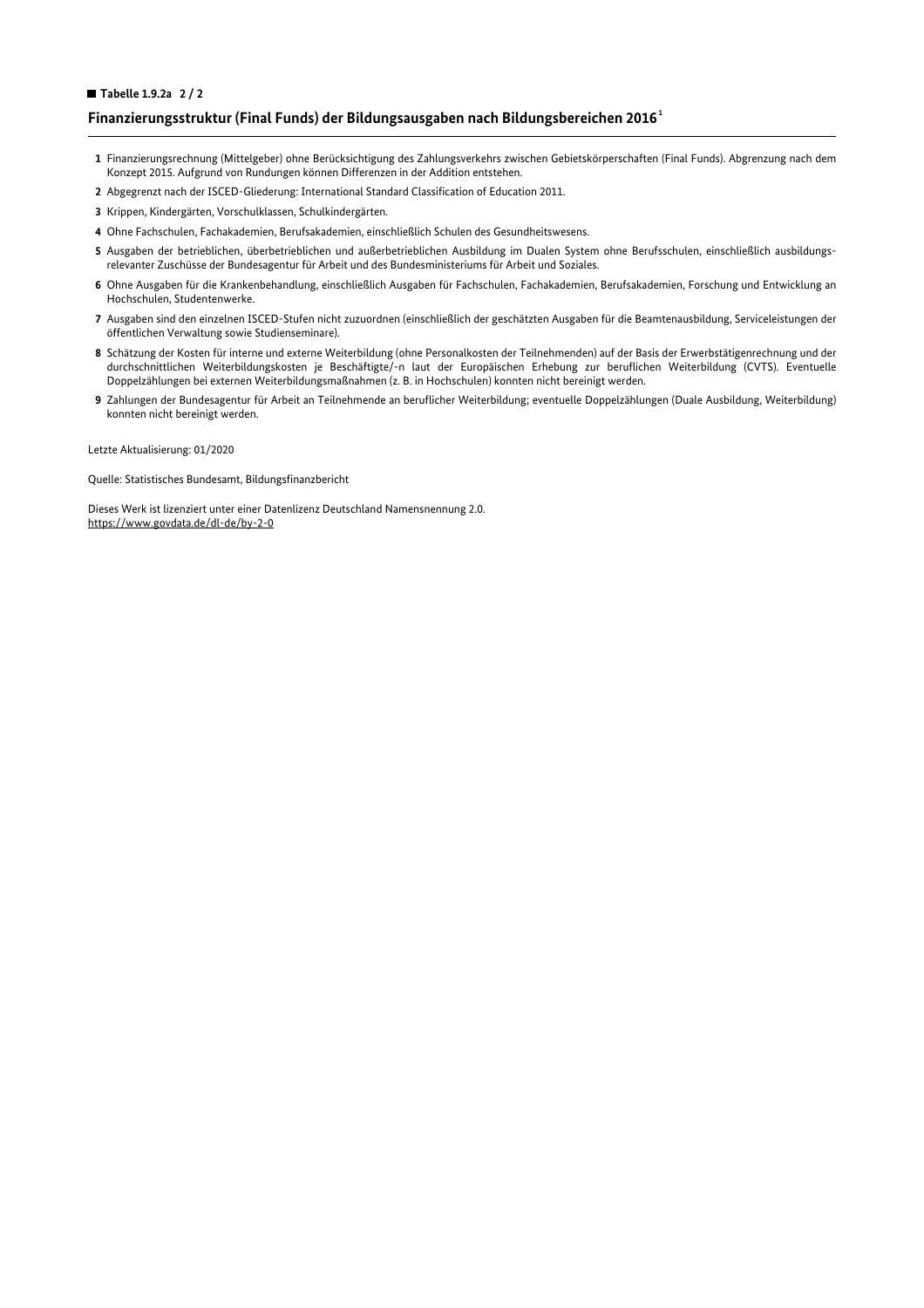**Tabelle 1.9.2a**

## Finanzierungsstruktur (Final Funds) der Bildungsausgaben nach Bildungsbereichen 2016[1]

**1** Finanzierungsrechnung (Mittelgeber) ohne Berücksichtigung des Zahlungsverkehrs zwischen Gebietskörperschaften (Final Funds). Abgrenzung nach dem Konzept 2015. Aufgrund von Rundungen können Differenzen in der Addition entstehen.

**2** Abgegrenzt nach der ISCED-Gliederung: International Standard Classification of Education 2011.

**3** Krippen, Kindergärten, Vorschulklassen, Schulkindergärten.

**4** Ohne Fachschulen, Fachakademien, Berufsakademien, einschließlich Schulen des Gesundheitswesens.

**5** Ausgaben der betrieblichen, überbetrieblichen und außerbetrieblichen Ausbildung im Dualen System ohne Berufsschulen, einschließlich ausbildungsrelevanter Zuschüsse der Bundesagentur für Arbeit und des Bundesministeriums für Arbeit und Soziales.

**6** Ohne Ausgaben für die Krankenbehandlung, einschließlich Ausgaben für Fachschulen, Fachakademien, Berufsakademien, Forschung und Entwicklung an Hochschulen, Studentenwerke.

**7** Ausgaben sind den einzelnen ISCED-Stufen nicht zuzuordnen (einschließlich der geschätzten Ausgaben für die Beamtenausbildung, Serviceleistungen der öffentlichen Verwaltung sowie Studienseminare).

**8** Schätzung der Kosten für interne und externe Weiterbildung (ohne Personalkosten der Teilnehmenden) auf der Basis der Erwerbstätigenrechnung und der durchschnittlichen Weiterbildungskosten je Beschäftigte/-n laut der Europäischen Erhebung zur beruflichen Weiterbildung (CVTS). Eventuelle Doppelzählungen bei externen Weiterbildungsmaßnahmen (z. B. in Hochschulen) konnten nicht bereinigt werden.

**9** Zahlungen der Bundesagentur für Arbeit an Teilnehmende an beruflicher Weiterbildung; eventuelle Doppelzählungen (Duale Ausbildung, Weiterbildung) konnten nicht bereinigt werden.

Letzte Aktualisierung: 01/2020

Quelle: Statistisches Bundesamt, Bildungsfinanzbericht

Dieses Werk ist lizenziert unter einer Datenlizenz Deutschland Namensnennung 2.0.
https://www.govdata.de/dl-de/by-2-0